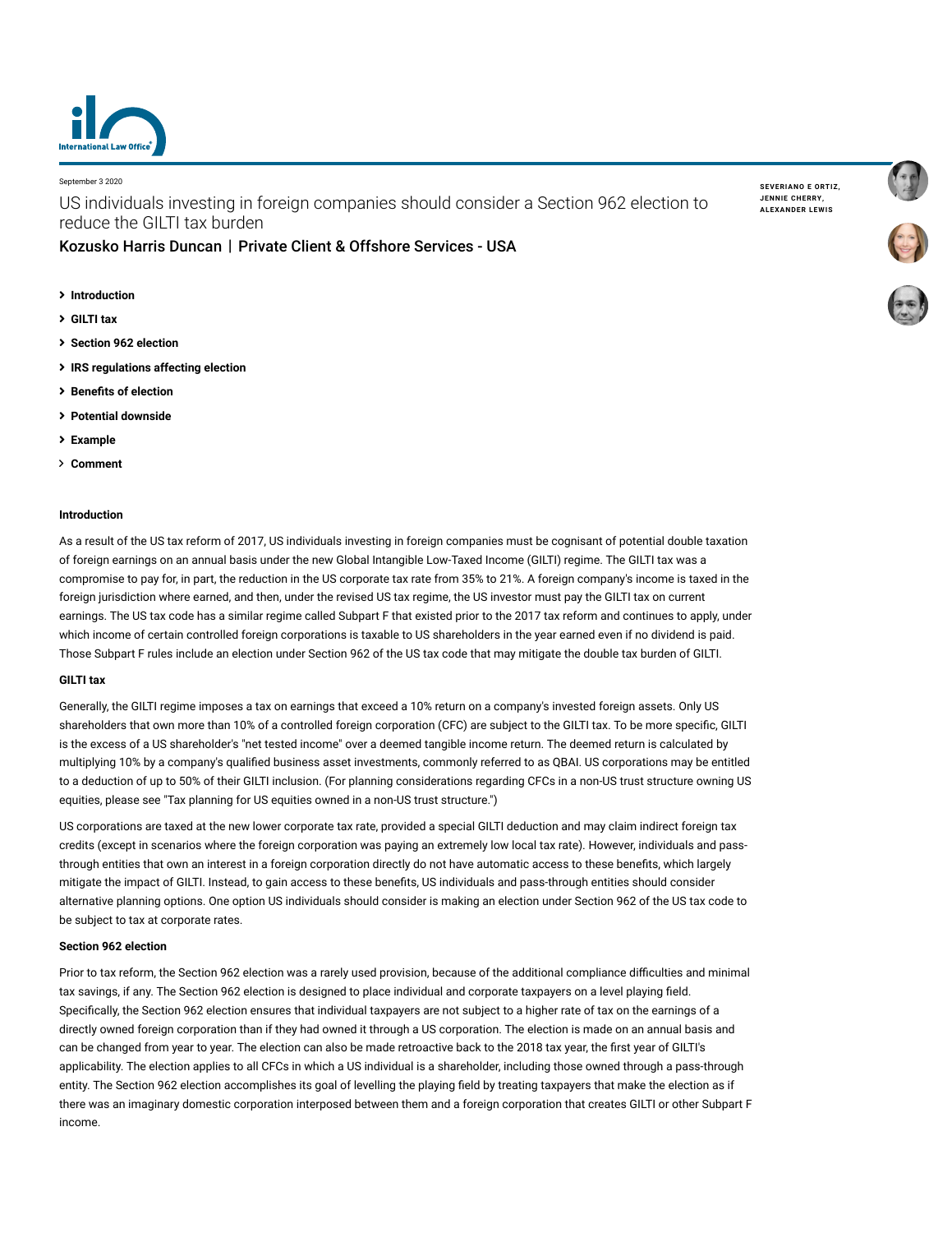September 3 2020

# US individuals investing in foreign companies should consider a Section 962 election to reduce the GILTI tax burden

**Kozusko Harris Duncan | Private Client & Offshore Services - USA**

SEVERIANO E ORTIZ, JENNIE CHERRY, ALEXANDER LEWIS

- **Introduction**
- **GILTI tax**
- **Section 962 election**
- **IRS regulations affecting election**
- **Benefits of election**
- **Potential downside**
- **Example**
- **Comment**

## Introduction

As a result of the US tax reform of 2017, US individuals investing in foreign companies must be cognisant of potential double taxation of foreign earnings on an annual basis under the new Global Intangible Low-Taxed Income (GILTI) regime. The GILTI tax was a compromise to pay for, in part, the reduction in the US corporate tax rate from 35% to 21%. A foreign company's income is taxed in the foreign jurisdiction where earned, and then, under the revised US tax regime, the US investor must pay the GILTI tax on current earnings. The US tax code has a similar regime called Subpart F that existed prior to the 2017 tax reform and continues to apply, under which income of certain controlled foreign corporations is taxable to US shareholders in the year earned even if no dividend is paid. Those Subpart F rules include an election under Section 962 of the US tax code that may mitigate the double tax burden of GILTI.

## GILTI tax

Generally, the GILTI regime imposes a tax on earnings that exceed a 10% return on a company's invested foreign assets. Only US shareholders that own more than 10% of a controlled foreign corporation (CFC) are subject to the GILTI tax. To be more specific, GILTI is the excess of a US shareholder's "net tested income" over a deemed tangible income return. The deemed return is calculated by multiplying 10% by a company's qualified business asset investments, commonly referred to as QBAI. US corporations may be entitled to a deduction of up to 50% of their GILTI inclusion. (For planning considerations regarding CFCs in a non-US trust structure owning US equities, please see "Tax planning for US equities owned in a non-US trust structure.")

US corporations are taxed at the new lower corporate tax rate, provided a special GILTI deduction and may claim indirect foreign tax credits (except in scenarios where the foreign corporation was paying an extremely low local tax rate). However, individuals and pass-through entities that own an interest in a foreign corporation directly do not have automatic access to these benefits, which largely mitigate the impact of GILTI. Instead, to gain access to these benefits, US individuals and pass-through entities should consider alternative planning options. One option US individuals should consider is making an election under Section 962 of the US tax code to be subject to tax at corporate rates.

## Section 962 election

Prior to tax reform, the Section 962 election was a rarely used provision, because of the additional compliance difficulties and minimal tax savings, if any. The Section 962 election is designed to place individual and corporate taxpayers on a level playing field. Specifically, the Section 962 election ensures that individual taxpayers are not subject to a higher rate of tax on the earnings of a directly owned foreign corporation than if they had owned it through a US corporation. The election is made on an annual basis and can be changed from year to year. The election can also be made retroactive back to the 2018 tax year, the first year of GILTI's applicability. The election applies to all CFCs in which a US individual is a shareholder, including those owned through a pass-through entity. The Section 962 election accomplishes its goal of levelling the playing field by treating taxpayers that make the election as if there was an imaginary domestic corporation interposed between them and a foreign corporation that creates GILTI or other Subpart F income.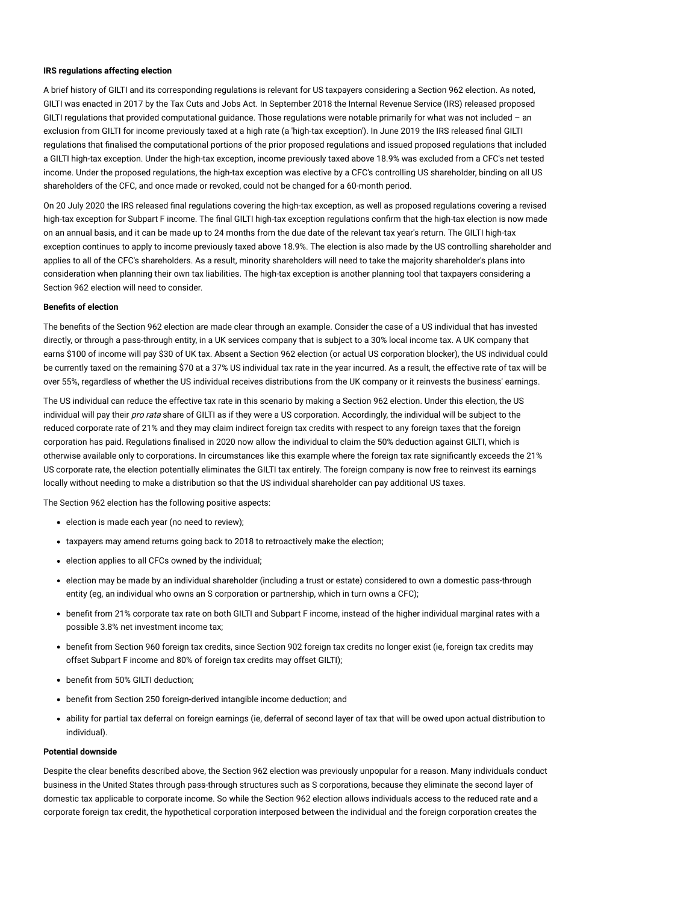**IRS regulations affecting election**

A brief history of GILTI and its corresponding regulations is relevant for US taxpayers considering a Section 962 election. As noted, GILTI was enacted in 2017 by the Tax Cuts and Jobs Act. In September 2018 the Internal Revenue Service (IRS) released proposed GILTI regulations that provided computational guidance. Those regulations were notable primarily for what was not included – an exclusion from GILTI for income previously taxed at a high rate (a 'high-tax exception'). In June 2019 the IRS released final GILTI regulations that finalised the computational portions of the prior proposed regulations and issued proposed regulations that included a GILTI high-tax exception. Under the high-tax exception, income previously taxed above 18.9% was excluded from a CFC's net tested income. Under the proposed regulations, the high-tax exception was elective by a CFC's controlling US shareholder, binding on all US shareholders of the CFC, and once made or revoked, could not be changed for a 60-month period.

On 20 July 2020 the IRS released final regulations covering the high-tax exception, as well as proposed regulations covering a revised high-tax exception for Subpart F income. The final GILTI high-tax exception regulations confirm that the high-tax election is now made on an annual basis, and it can be made up to 24 months from the due date of the relevant tax year's return. The GILTI high-tax exception continues to apply to income previously taxed above 18.9%. The election is also made by the US controlling shareholder and applies to all of the CFC's shareholders. As a result, minority shareholders will need to take the majority shareholder's plans into consideration when planning their own tax liabilities. The high-tax exception is another planning tool that taxpayers considering a Section 962 election will need to consider.

**Benefits of election**

The benefits of the Section 962 election are made clear through an example. Consider the case of a US individual that has invested directly, or through a pass-through entity, in a UK services company that is subject to a 30% local income tax. A UK company that earns $100 of income will pay $30 of UK tax. Absent a Section 962 election (or actual US corporation blocker), the US individual could be currently taxed on the remaining $70 at a 37% US individual tax rate in the year incurred. As a result, the effective rate of tax will be over 55%, regardless of whether the US individual receives distributions from the UK company or it reinvests the business' earnings.

The US individual can reduce the effective tax rate in this scenario by making a Section 962 election. Under this election, the US individual will pay their *pro rata* share of GILTI as if they were a US corporation. Accordingly, the individual will be subject to the reduced corporate rate of 21% and they may claim indirect foreign tax credits with respect to any foreign taxes that the foreign corporation has paid. Regulations finalised in 2020 now allow the individual to claim the 50% deduction against GILTI, which is otherwise available only to corporations. In circumstances like this example where the foreign tax rate significantly exceeds the 21% US corporate rate, the election potentially eliminates the GILTI tax entirely. The foreign company is now free to reinvest its earnings locally without needing to make a distribution so that the US individual shareholder can pay additional US taxes.

The Section 962 election has the following positive aspects:

- election is made each year (no need to review);
- taxpayers may amend returns going back to 2018 to retroactively make the election;
- election applies to all CFCs owned by the individual;
- election may be made by an individual shareholder (including a trust or estate) considered to own a domestic pass-through entity (eg, an individual who owns an S corporation or partnership, which in turn owns a CFC);
- benefit from 21% corporate tax rate on both GILTI and Subpart F income, instead of the higher individual marginal rates with a possible 3.8% net investment income tax;
- benefit from Section 960 foreign tax credits, since Section 902 foreign tax credits no longer exist (ie, foreign tax credits may offset Subpart F income and 80% of foreign tax credits may offset GILTI);
- benefit from 50% GILTI deduction;
- benefit from Section 250 foreign-derived intangible income deduction; and
- ability for partial tax deferral on foreign earnings (ie, deferral of second layer of tax that will be owed upon actual distribution to individual).

**Potential downside**

Despite the clear benefits described above, the Section 962 election was previously unpopular for a reason. Many individuals conduct business in the United States through pass-through structures such as S corporations, because they eliminate the second layer of domestic tax applicable to corporate income. So while the Section 962 election allows individuals access to the reduced rate and a corporate foreign tax credit, the hypothetical corporation interposed between the individual and the foreign corporation creates the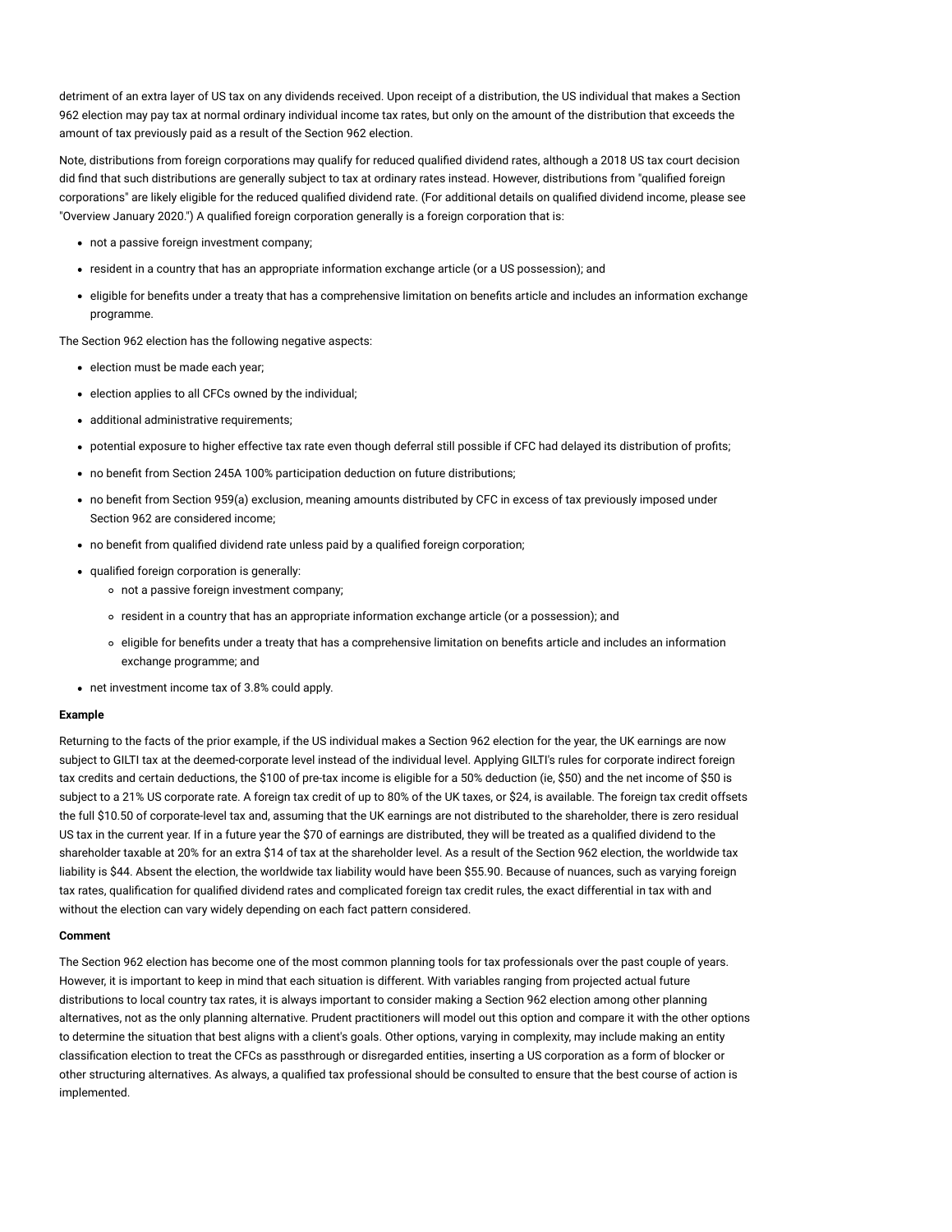detriment of an extra layer of US tax on any dividends received. Upon receipt of a distribution, the US individual that makes a Section 962 election may pay tax at normal ordinary individual income tax rates, but only on the amount of the distribution that exceeds the amount of tax previously paid as a result of the Section 962 election.

Note, distributions from foreign corporations may qualify for reduced qualified dividend rates, although a 2018 US tax court decision did find that such distributions are generally subject to tax at ordinary rates instead. However, distributions from "qualified foreign corporations" are likely eligible for the reduced qualified dividend rate. (For additional details on qualified dividend income, please see "Overview January 2020.") A qualified foreign corporation generally is a foreign corporation that is:

- not a passive foreign investment company;
- resident in a country that has an appropriate information exchange article (or a US possession); and
- eligible for benefits under a treaty that has a comprehensive limitation on benefits article and includes an information exchange programme.

The Section 962 election has the following negative aspects:

- election must be made each year;
- election applies to all CFCs owned by the individual;
- additional administrative requirements;
- potential exposure to higher effective tax rate even though deferral still possible if CFC had delayed its distribution of profits;
- no benefit from Section 245A 100% participation deduction on future distributions;
- no benefit from Section 959(a) exclusion, meaning amounts distributed by CFC in excess of tax previously imposed under Section 962 are considered income;
- no benefit from qualified dividend rate unless paid by a qualified foreign corporation;
- qualified foreign corporation is generally:
    - not a passive foreign investment company;
    - resident in a country that has an appropriate information exchange article (or a possession); and
    - eligible for benefits under a treaty that has a comprehensive limitation on benefits article and includes an information exchange programme; and
- net investment income tax of 3.8% could apply.

**Example**

Returning to the facts of the prior example, if the US individual makes a Section 962 election for the year, the UK earnings are now subject to GILTI tax at the deemed-corporate level instead of the individual level. Applying GILTI's rules for corporate indirect foreign tax credits and certain deductions, the $100 of pre-tax income is eligible for a 50% deduction (ie, $50) and the net income of $50 is subject to a 21% US corporate rate. A foreign tax credit of up to 80% of the UK taxes, or $24, is available. The foreign tax credit offsets the full $10.50 of corporate-level tax and, assuming that the UK earnings are not distributed to the shareholder, there is zero residual US tax in the current year. If in a future year the $70 of earnings are distributed, they will be treated as a qualified dividend to the shareholder taxable at 20% for an extra $14 of tax at the shareholder level. As a result of the Section 962 election, the worldwide tax liability is $44. Absent the election, the worldwide tax liability would have been $55.90. Because of nuances, such as varying foreign tax rates, qualification for qualified dividend rates and complicated foreign tax credit rules, the exact differential in tax with and without the election can vary widely depending on each fact pattern considered.

**Comment**

The Section 962 election has become one of the most common planning tools for tax professionals over the past couple of years. However, it is important to keep in mind that each situation is different. With variables ranging from projected actual future distributions to local country tax rates, it is always important to consider making a Section 962 election among other planning alternatives, not as the only planning alternative. Prudent practitioners will model out this option and compare it with the other options to determine the situation that best aligns with a client's goals. Other options, varying in complexity, may include making an entity classification election to treat the CFCs as passthrough or disregarded entities, inserting a US corporation as a form of blocker or other structuring alternatives. As always, a qualified tax professional should be consulted to ensure that the best course of action is implemented.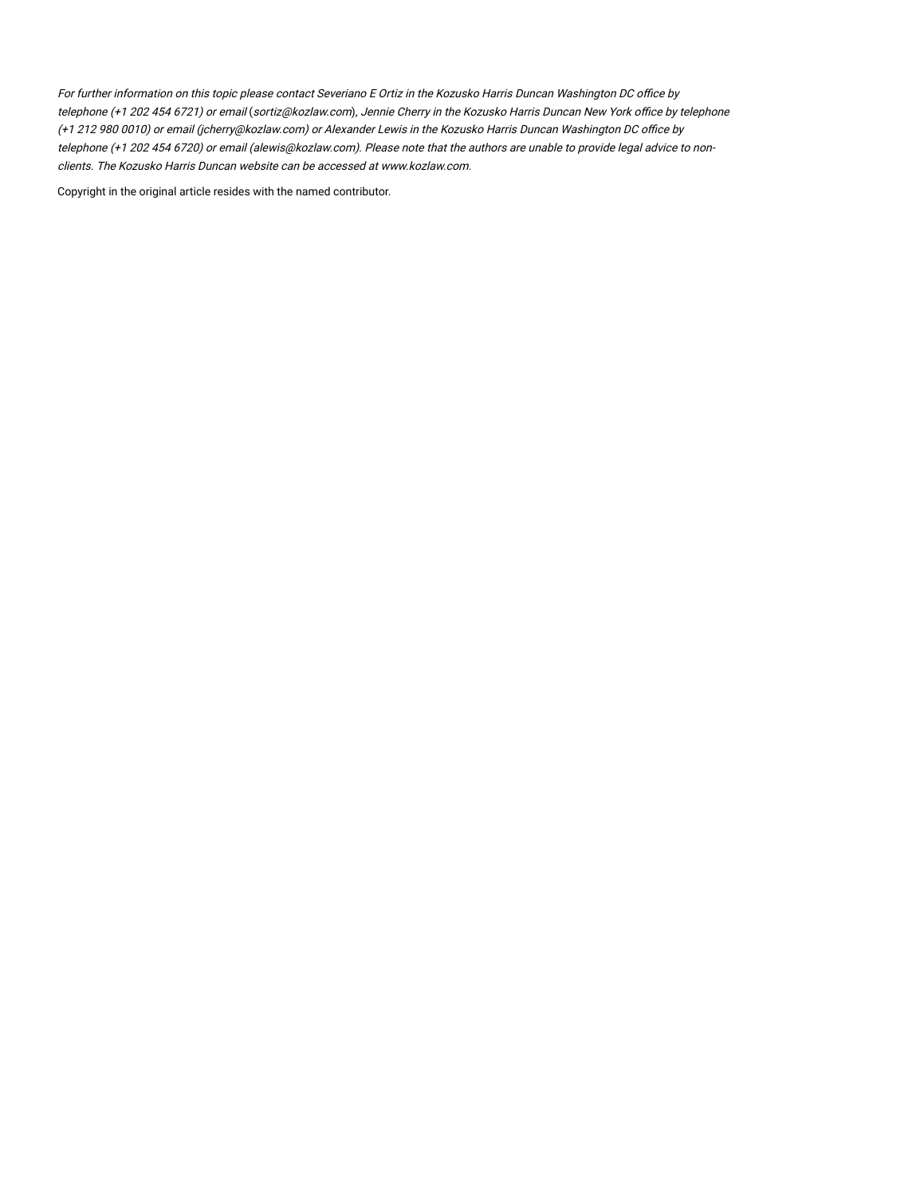*For further information on this topic please contact Severiano E Ortiz in the Kozusko Harris Duncan Washington DC office by telephone (+1 202 454 6721) or email (sortiz@kozlaw.com), Jennie Cherry in the Kozusko Harris Duncan New York office by telephone (+1 212 980 0010) or email (jcherry@kozlaw.com) or Alexander Lewis in the Kozusko Harris Duncan Washington DC office by telephone (+1 202 454 6720) or email (alewis@kozlaw.com). Please note that the authors are unable to provide legal advice to non-clients. The Kozusko Harris Duncan website can be accessed at www.kozlaw.com.*

Copyright in the original article resides with the named contributor.